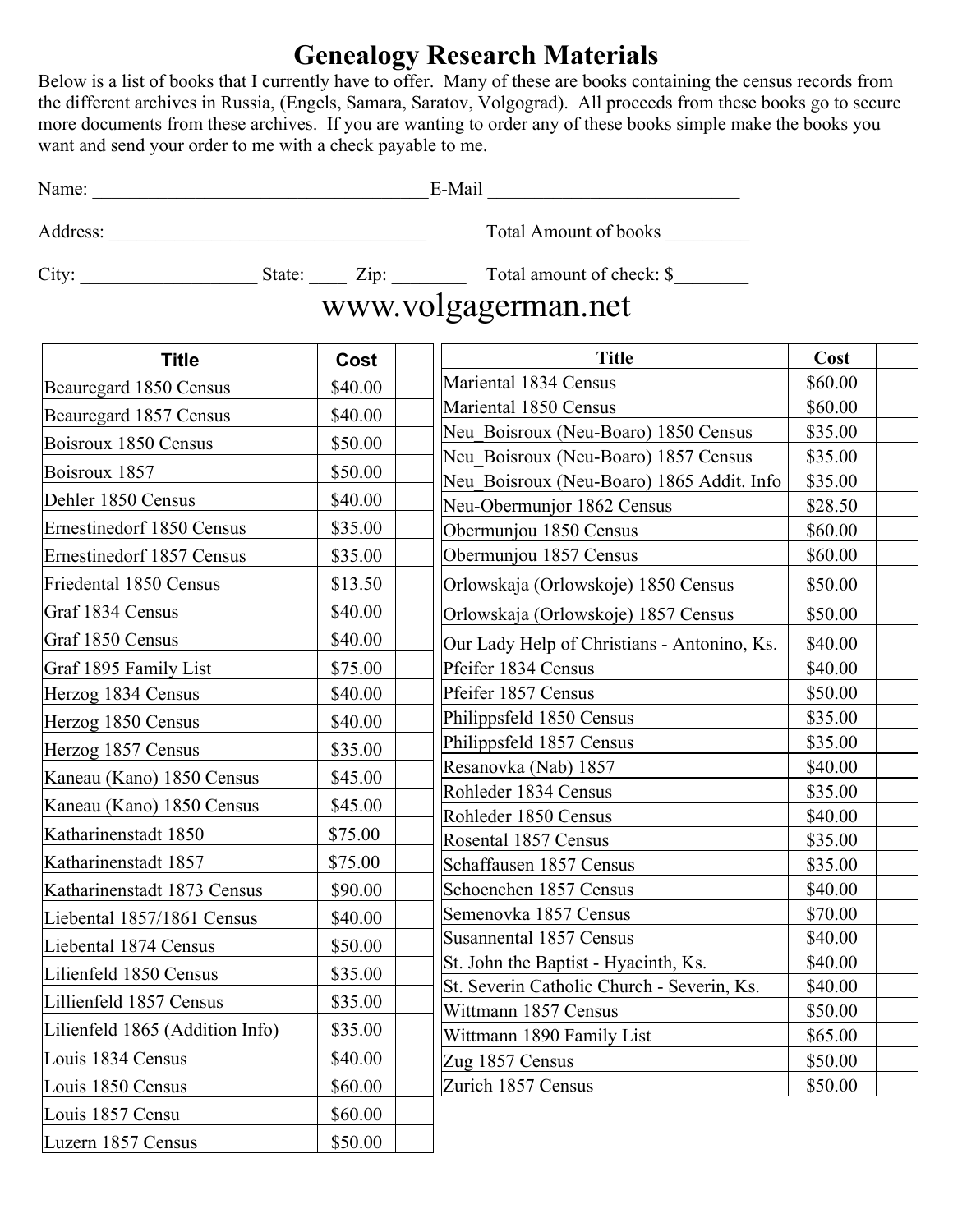# Genealogy Research Materials

Below is a list of books that I currently have to offer. Many of these are books containing the census records from the different archives in Russia, (Engels, Samara, Saratov, Volgograd). All proceeds from these books go to secure more documents from these archives. If you are wanting to order any of these books simple make the books you want and send your order to me with a check payable to me.

Name: ____________________________________ E-Mail ___________________________

Address: __________________________________ Total Amount of books _________

City: ___________________ State: ____ Zip: ________ Total amount of check: $________

www.volgagerman.net

| Title | Cost | |
|---|---|---|
| Beauregard 1850 Census | $40.00 | |
| Beauregard 1857 Census | $40.00 | |
| Boisroux 1850 Census | $50.00 | |
| Boisroux 1857 | $50.00 | |
| Dehler 1850 Census | $40.00 | |
| Ernestinedorf 1850 Census | $35.00 | |
| Ernestinedorf 1857 Census | $35.00 | |
| Friedental 1850 Census | $13.50 | |
| Graf 1834 Census | $40.00 | |
| Graf 1850 Census | $40.00 | |
| Graf 1895 Family List | $75.00 | |
| Herzog 1834 Census | $40.00 | |
| Herzog 1850 Census | $40.00 | |
| Herzog 1857 Census | $35.00 | |
| Kaneau (Kano) 1850 Census | $45.00 | |
| Kaneau (Kano) 1850 Census | $45.00 | |
| Katharinenstadt 1850 | $75.00 | |
| Katharinenstadt 1857 | $75.00 | |
| Katharinenstadt 1873 Census | $90.00 | |
| Liebental 1857/1861 Census | $40.00 | |
| Liebental 1874 Census | $50.00 | |
| Lilienfeld 1850 Census | $35.00 | |
| Lillienfeld 1857 Census | $35.00 | |
| Lilienfeld 1865 (Addition Info) | $35.00 | |
| Louis 1834 Census | $40.00 | |
| Louis 1850 Census | $60.00 | |
| Louis 1857 Censu | $60.00 | |
| Luzern 1857 Census | $50.00 | |

| Title | Cost | |
|---|---|---|
| Mariental 1834 Census | $60.00 | |
| Mariental 1850 Census | $60.00 | |
| Neu_Boisroux (Neu-Boaro) 1850 Census | $35.00 | |
| Neu_Boisroux (Neu-Boaro) 1857 Census | $35.00 | |
| Neu_Boisroux (Neu-Boaro) 1865 Addit. Info | $35.00 | |
| Neu-Obermunjor 1862 Census | $28.50 | |
| Obermunjou 1850 Census | $60.00 | |
| Obermunjou 1857 Census | $60.00 | |
| Orlowskaja (Orlowskoje) 1850 Census | $50.00 | |
| Orlowskaja (Orlowskoje) 1857 Census | $50.00 | |
| Our Lady Help of Christians - Antonino, Ks. | $40.00 | |
| Pfeifer 1834 Census | $40.00 | |
| Pfeifer 1857 Census | $50.00 | |
| Philippsfeld 1850 Census | $35.00 | |
| Philippsfeld 1857 Census | $35.00 | |
| Resanovka (Nab) 1857 | $40.00 | |
| Rohleder 1834 Census | $35.00 | |
| Rohleder 1850 Census | $40.00 | |
| Rosental 1857 Census | $35.00 | |
| Schaffausen 1857 Census | $35.00 | |
| Schoenchen 1857 Census | $40.00 | |
| Semenovka 1857 Census | $70.00 | |
| Susannental 1857 Census | $40.00 | |
| St. John the Baptist - Hyacinth, Ks. | $40.00 | |
| St. Severin Catholic Church - Severin, Ks. | $40.00 | |
| Wittmann 1857 Census | $50.00 | |
| Wittmann 1890 Family List | $65.00 | |
| Zug 1857 Census | $50.00 | |
| Zurich 1857 Census | $50.00 | |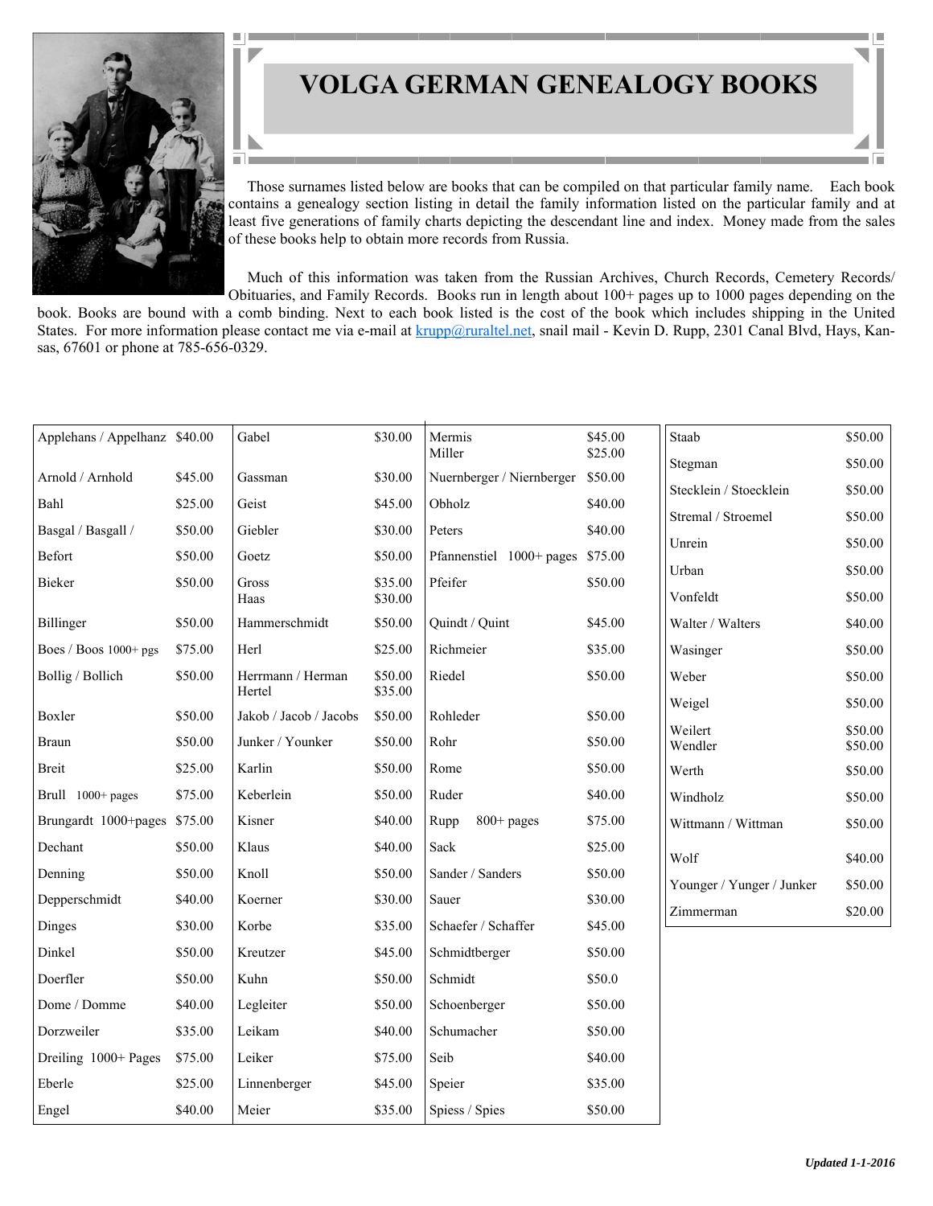# VOLGA GERMAN GENEALOGY BOOKS

Those surnames listed below are books that can be compiled on that particular family name. Each book contains a genealogy section listing in detail the family information listed on the particular family and at least five generations of family charts depicting the descendant line and index. Money made from the sales of these books help to obtain more records from Russia.

Much of this information was taken from the Russian Archives, Church Records, Cemetery Records/ Obituaries, and Family Records. Books run in length about 100+ pages up to 1000 pages depending on the book. Books are bound with a comb binding. Next to each book listed is the cost of the book which includes shipping in the United States. For more information please contact me via e-mail at krupp@ruraltel.net, snail mail - Kevin D. Rupp, 2301 Canal Blvd, Hays, Kansas, 67601 or phone at 785-656-0329.

| | | | | | | | |
|---|---|---|---|---|---|---|---|
| Applehans / Appelhanz | $40.00 | Gabel | $30.00 | Mermis | $45.00 | Staab | $50.00 |
| | | | | Miller | $25.00 | Stegman | $50.00 |
| Arnold / Arnhold | $45.00 | Gassman | $30.00 | Nuernberger / Niernberger | $50.00 | Stecklein / Stoecklein | $50.00 |
| Bahl | $25.00 | Geist | $45.00 | Obholz | $40.00 | Stremal / Stroemel | $50.00 |
| Basgal / Basgall / | $50.00 | Giebler | $30.00 | Peters | $40.00 | Unrein | $50.00 |
| Befort | $50.00 | Goetz | $50.00 | Pfannenstiel 1000+ pages | $75.00 | Urban | $50.00 |
| Bieker | $50.00 | Gross | $35.00 | Pfeifer | $50.00 | Vonfeldt | $50.00 |
| | | Haas | $30.00 | | | | |
| Billinger | $50.00 | Hammerschmidt | $50.00 | Quindt / Quint | $45.00 | Walter / Walters | $40.00 |
| Boes / Boos 1000+ pgs | $75.00 | Herl | $25.00 | Richmeier | $35.00 | Wasinger | $50.00 |
| Bollig / Bollich | $50.00 | Herrmann / Herman | $50.00 | Riedel | $50.00 | Weber | $50.00 |
| | | Hertel | $35.00 | | | Weigel | $50.00 |
| Boxler | $50.00 | Jakob / Jacob / Jacobs | $50.00 | Rohleder | $50.00 | Weilert | $50.00 |
| | | | | | | Wendler | $50.00 |
| Braun | $50.00 | Junker / Younker | $50.00 | Rohr | $50.00 | Werth | $50.00 |
| Breit | $25.00 | Karlin | $50.00 | Rome | $50.00 | Windholz | $50.00 |
| Brull 1000+ pages | $75.00 | Keberlein | $50.00 | Ruder | $40.00 | Wittmann / Wittman | $50.00 |
| Brungardt 1000+pages | $75.00 | Kisner | $40.00 | Rupp 800+ pages | $75.00 | Wolf | $40.00 |
| Dechant | $50.00 | Klaus | $40.00 | Sack | $25.00 | Younger / Yunger / Junker | $50.00 |
| Denning | $50.00 | Knoll | $50.00 | Sander / Sanders | $50.00 | Zimmerman | $20.00 |
| Depperschmidt | $40.00 | Koerner | $30.00 | Sauer | $30.00 | | |
| Dinges | $30.00 | Korbe | $35.00 | Schaefer / Schaffer | $45.00 | | |
| Dinkel | $50.00 | Kreutzer | $45.00 | Schmidtberger | $50.00 | | |
| Doerfler | $50.00 | Kuhn | $50.00 | Schmidt | $50.0 | | |
| Dome / Domme | $40.00 | Legleiter | $50.00 | Schoenberger | $50.00 | | |
| Dorzweiler | $35.00 | Leikam | $40.00 | Schumacher | $50.00 | | |
| Dreiling 1000+ Pages | $75.00 | Leiker | $75.00 | Seib | $40.00 | | |
| Eberle | $25.00 | Linnenberger | $45.00 | Speier | $35.00 | | |
| Engel | $40.00 | Meier | $35.00 | Spiess / Spies | $50.00 | | |

***Updated 1-1-2016***